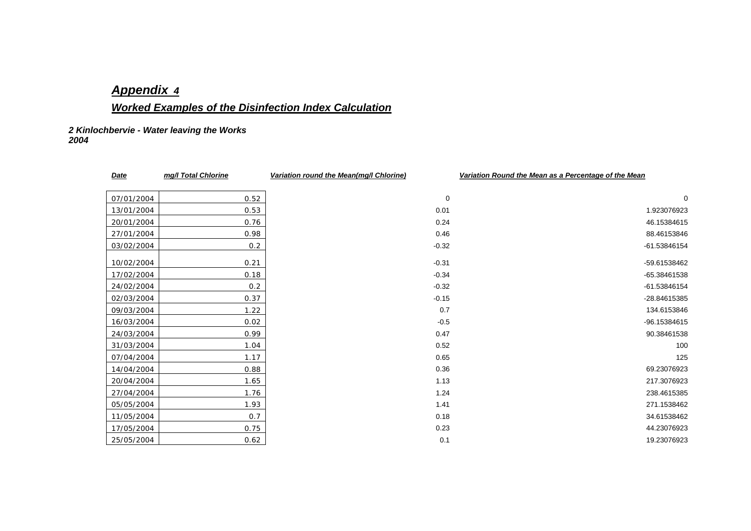## ***Appendix 4***

### ***Worked Examples of the Disinfection Index Calculation***

***2 Kinlochbervie - Water leaving the Works***
***2004***

| *Date* | *mg/l Total Chlorine* | *Variation round the Mean(mg/l Chlorine)* | *Variation Round the Mean as a Percentage of the Mean* |
|---|---|---|---|
| 07/01/2004 | 0.52 | 0 | 0 |
| 13/01/2004 | 0.53 | 0.01 | 1.923076923 |
| 20/01/2004 | 0.76 | 0.24 | 46.15384615 |
| 27/01/2004 | 0.98 | 0.46 | 88.46153846 |
| 03/02/2004 | 0.2 | -0.32 | -61.53846154 |
| 10/02/2004 | 0.21 | -0.31 | -59.61538462 |
| 17/02/2004 | 0.18 | -0.34 | -65.38461538 |
| 24/02/2004 | 0.2 | -0.32 | -61.53846154 |
| 02/03/2004 | 0.37 | -0.15 | -28.84615385 |
| 09/03/2004 | 1.22 | 0.7 | 134.6153846 |
| 16/03/2004 | 0.02 | -0.5 | -96.15384615 |
| 24/03/2004 | 0.99 | 0.47 | 90.38461538 |
| 31/03/2004 | 1.04 | 0.52 | 100 |
| 07/04/2004 | 1.17 | 0.65 | 125 |
| 14/04/2004 | 0.88 | 0.36 | 69.23076923 |
| 20/04/2004 | 1.65 | 1.13 | 217.3076923 |
| 27/04/2004 | 1.76 | 1.24 | 238.4615385 |
| 05/05/2004 | 1.93 | 1.41 | 271.1538462 |
| 11/05/2004 | 0.7 | 0.18 | 34.61538462 |
| 17/05/2004 | 0.75 | 0.23 | 44.23076923 |
| 25/05/2004 | 0.62 | 0.1 | 19.23076923 |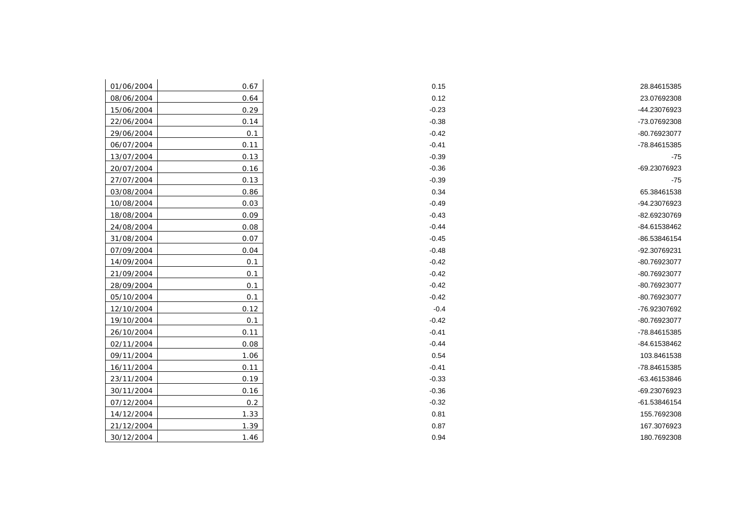| | | | |
|---|---|---|---|
| 01/06/2004 | 0.67 | 0.15 | 28.84615385 |
| 08/06/2004 | 0.64 | 0.12 | 23.07692308 |
| 15/06/2004 | 0.29 | -0.23 | -44.23076923 |
| 22/06/2004 | 0.14 | -0.38 | -73.07692308 |
| 29/06/2004 | 0.1 | -0.42 | -80.76923077 |
| 06/07/2004 | 0.11 | -0.41 | -78.84615385 |
| 13/07/2004 | 0.13 | -0.39 | -75 |
| 20/07/2004 | 0.16 | -0.36 | -69.23076923 |
| 27/07/2004 | 0.13 | -0.39 | -75 |
| 03/08/2004 | 0.86 | 0.34 | 65.38461538 |
| 10/08/2004 | 0.03 | -0.49 | -94.23076923 |
| 18/08/2004 | 0.09 | -0.43 | -82.69230769 |
| 24/08/2004 | 0.08 | -0.44 | -84.61538462 |
| 31/08/2004 | 0.07 | -0.45 | -86.53846154 |
| 07/09/2004 | 0.04 | -0.48 | -92.30769231 |
| 14/09/2004 | 0.1 | -0.42 | -80.76923077 |
| 21/09/2004 | 0.1 | -0.42 | -80.76923077 |
| 28/09/2004 | 0.1 | -0.42 | -80.76923077 |
| 05/10/2004 | 0.1 | -0.42 | -80.76923077 |
| 12/10/2004 | 0.12 | -0.4 | -76.92307692 |
| 19/10/2004 | 0.1 | -0.42 | -80.76923077 |
| 26/10/2004 | 0.11 | -0.41 | -78.84615385 |
| 02/11/2004 | 0.08 | -0.44 | -84.61538462 |
| 09/11/2004 | 1.06 | 0.54 | 103.8461538 |
| 16/11/2004 | 0.11 | -0.41 | -78.84615385 |
| 23/11/2004 | 0.19 | -0.33 | -63.46153846 |
| 30/11/2004 | 0.16 | -0.36 | -69.23076923 |
| 07/12/2004 | 0.2 | -0.32 | -61.53846154 |
| 14/12/2004 | 1.33 | 0.81 | 155.7692308 |
| 21/12/2004 | 1.39 | 0.87 | 167.3076923 |
| 30/12/2004 | 1.46 | 0.94 | 180.7692308 |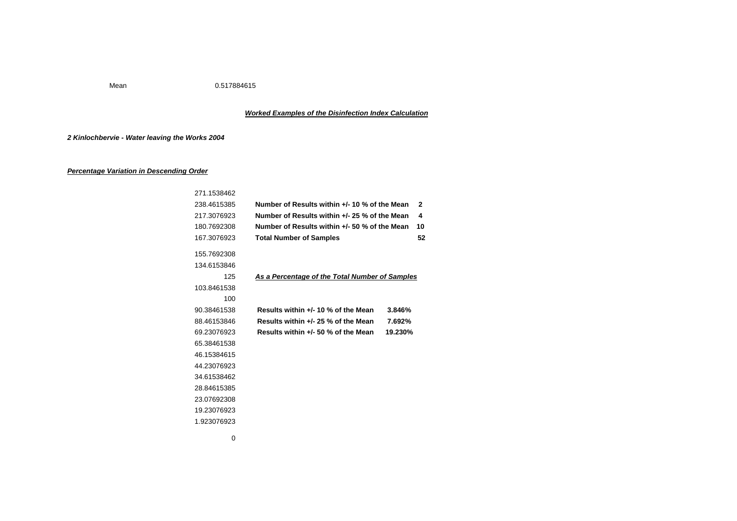Mean 0.517884615

***Worked Examples of the Disinfection Index Calculation***

***2 Kinlochbervie - Water leaving the Works 2004***

***Percentage Variation in Descending Order***

| | | |
|---|---|---|
| 271.1538462 | | |
| 238.4615385 | **Number of Results within +/- 10 % of the Mean** | **2** |
| 217.3076923 | **Number of Results within +/- 25 % of the Mean** | **4** |
| 180.7692308 | **Number of Results within +/- 50 % of the Mean** | **10** |
| 167.3076923 | **Total Number of Samples** | **52** |
| 155.7692308 | | |
| 134.6153846 | | |
| 125 | ***As a Percentage of the Total Number of Samples*** | |
| 103.8461538 | | |
| 100 | | |
| 90.38461538 | **Results within +/- 10 % of the Mean** | **3.846%** |
| 88.46153846 | **Results within +/- 25 % of the Mean** | **7.692%** |
| 69.23076923 | **Results within +/- 50 % of the Mean** | **19.230%** |
| 65.38461538 | | |
| 46.15384615 | | |
| 44.23076923 | | |
| 34.61538462 | | |
| 28.84615385 | | |
| 23.07692308 | | |
| 19.23076923 | | |
| 1.923076923 | | |
| 0 | | |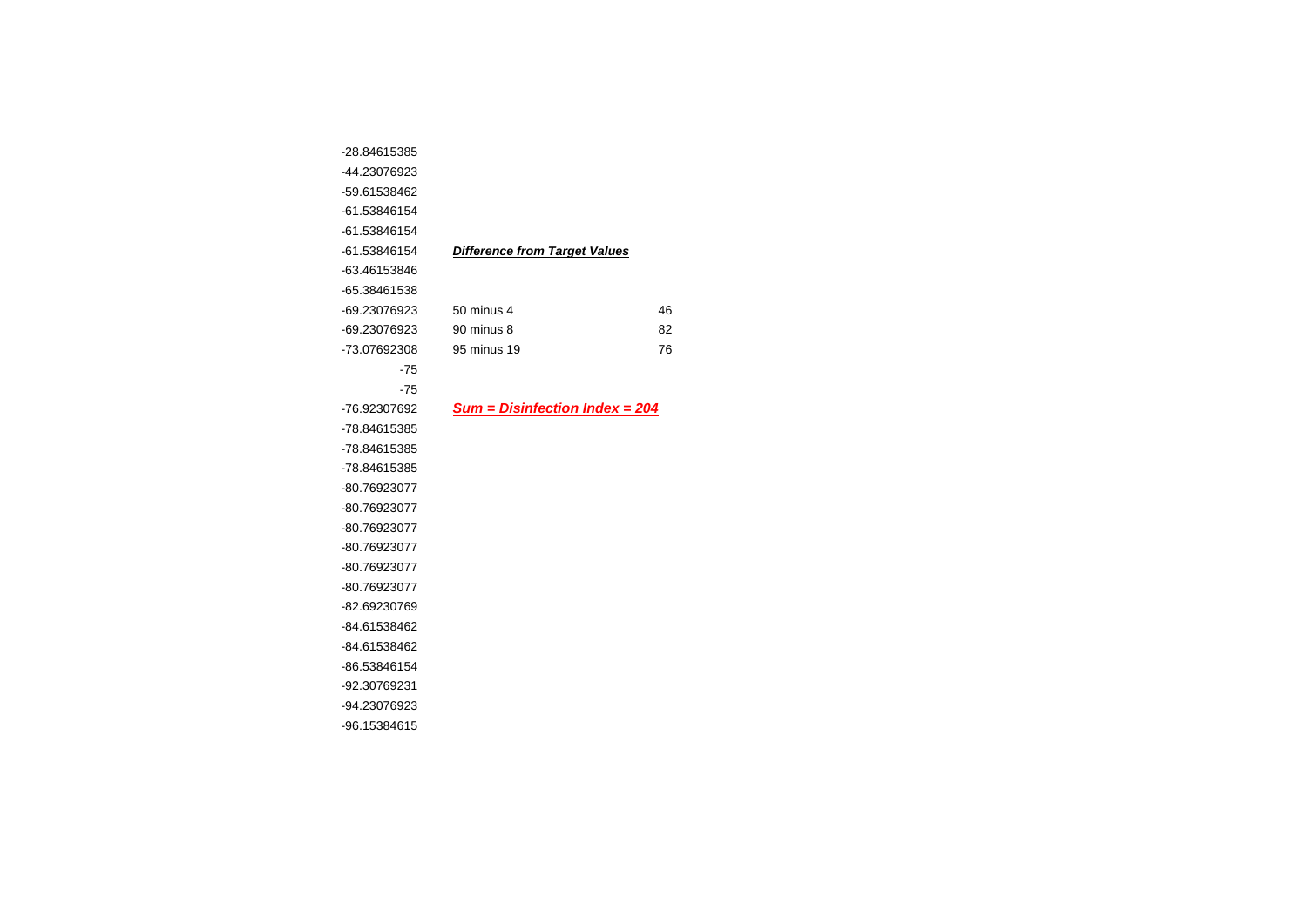-28.84615385
-44.23076923
-59.61538462
-61.53846154
-61.53846154
-61.53846154
-63.46153846
-65.38461538
-69.23076923
-69.23076923
-73.07692308
-75
-75
-76.92307692
-78.84615385
-78.84615385
-78.84615385
-80.76923077
-80.76923077
-80.76923077
-80.76923077
-80.76923077
-80.76923077
-82.69230769
-84.61538462
-84.61538462
-86.53846154
-92.30769231
-94.23076923
-96.15384615

***Difference from Target Values***

| | |
|---|---|
| 50 minus 4 | 46 |
| 90 minus 8 | 82 |
| 95 minus 19 | 76 |

***Sum = Disinfection Index = 204***